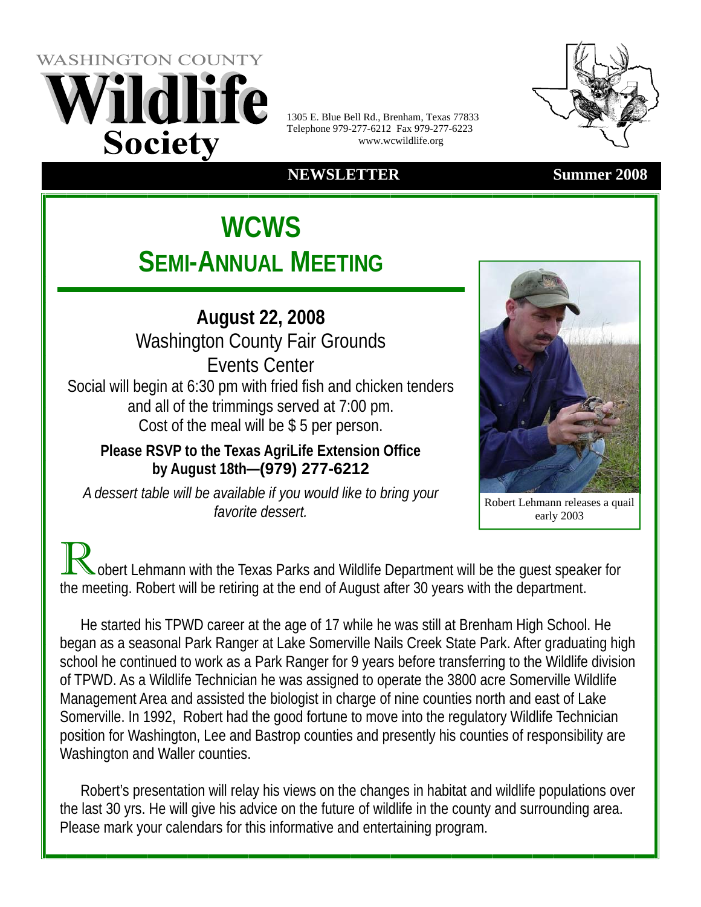WASHINGTON COUNTY

# Wildlife Society

1305 E. Blue Bell Rd., Brenham, Texas 77833
Telephone 979-277-6212 Fax 979-277-6223
www.wcwildlife.org

**NEWSLETTER** **Summer 2008**

# WCWS
## SEMI-ANNUAL MEETING

**August 22, 2008**

Washington County Fair Grounds
Events Center

Social will begin at 6:30 pm with fried fish and chicken tenders and all of the trimmings served at 7:00 pm.
Cost of the meal will be $ 5 per person.

**Please RSVP to the Texas AgriLife Extension Office by August 18th—(979) 277-6212**

*A dessert table will be available if you would like to bring your favorite dessert.*

Robert Lehmann releases a quail early 2003

Robert Lehmann with the Texas Parks and Wildlife Department will be the guest speaker for the meeting. Robert will be retiring at the end of August after 30 years with the department.

He started his TPWD career at the age of 17 while he was still at Brenham High School. He began as a seasonal Park Ranger at Lake Somerville Nails Creek State Park. After graduating high school he continued to work as a Park Ranger for 9 years before transferring to the Wildlife division of TPWD. As a Wildlife Technician he was assigned to operate the 3800 acre Somerville Wildlife Management Area and assisted the biologist in charge of nine counties north and east of Lake Somerville. In 1992, Robert had the good fortune to move into the regulatory Wildlife Technician position for Washington, Lee and Bastrop counties and presently his counties of responsibility are Washington and Waller counties.

Robert's presentation will relay his views on the changes in habitat and wildlife populations over the last 30 yrs. He will give his advice on the future of wildlife in the county and surrounding area. Please mark your calendars for this informative and entertaining program.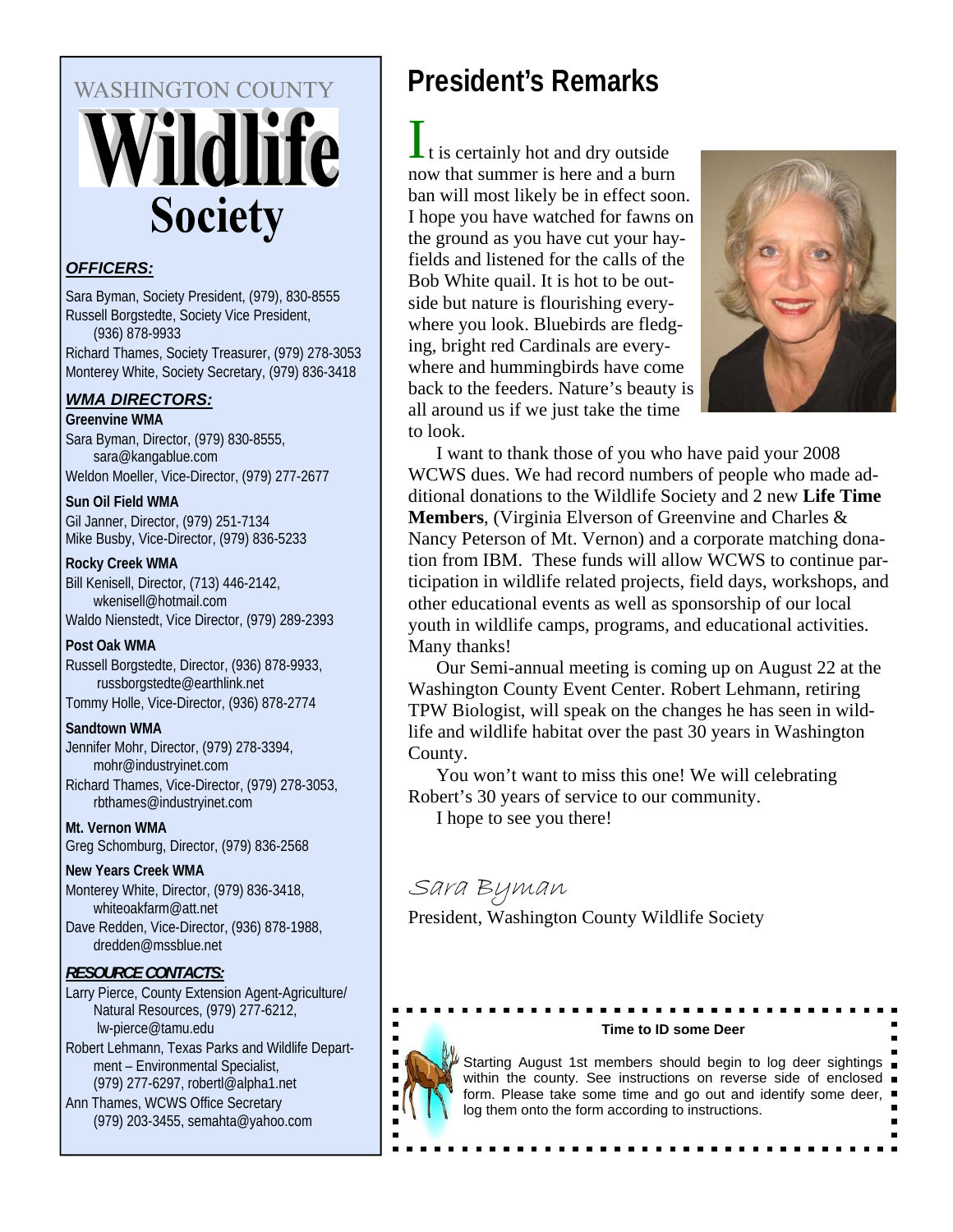WASHINGTON COUNTY

# Wildlife Society

***OFFICERS:***

Sara Byman, Society President, (979), 830-8555
Russell Borgstedte, Society Vice President, (936) 878-9933
Richard Thames, Society Treasurer, (979) 278-3053
Monterey White, Society Secretary, (979) 836-3418

***WMA DIRECTORS:***

**Greenvine WMA**
Sara Byman, Director, (979) 830-8555, sara@kangablue.com
Weldon Moeller, Vice-Director, (979) 277-2677

**Sun Oil Field WMA**
Gil Janner, Director, (979) 251-7134
Mike Busby, Vice-Director, (979) 836-5233

**Rocky Creek WMA**
Bill Kenisell, Director, (713) 446-2142, wkenisell@hotmail.com
Waldo Nienstedt, Vice Director, (979) 289-2393

**Post Oak WMA**
Russell Borgstedte, Director, (936) 878-9933, russborgstedte@earthlink.net
Tommy Holle, Vice-Director, (936) 878-2774

**Sandtown WMA**
Jennifer Mohr, Director, (979) 278-3394, mohr@industryinet.com
Richard Thames, Vice-Director, (979) 278-3053, rbthames@industryinet.com

**Mt. Vernon WMA**
Greg Schomburg, Director, (979) 836-2568

**New Years Creek WMA**
Monterey White, Director, (979) 836-3418, whiteoakfarm@att.net
Dave Redden, Vice-Director, (936) 878-1988, dredden@mssblue.net

***RESOURCE CONTACTS:***

Larry Pierce, County Extension Agent-Agriculture/ Natural Resources, (979) 277-6212, lw-pierce@tamu.edu
Robert Lehmann, Texas Parks and Wildlife Department – Environmental Specialist, (979) 277-6297, robertl@alpha1.net
Ann Thames, WCWS Office Secretary (979) 203-3455, semahta@yahoo.com

## President's Remarks

It is certainly hot and dry outside now that summer is here and a burn ban will most likely be in effect soon. I hope you have watched for fawns on the ground as you have cut your hayfields and listened for the calls of the Bob White quail. It is hot to be outside but nature is flourishing everywhere you look. Bluebirds are fledging, bright red Cardinals are everywhere and hummingbirds have come back to the feeders. Nature's beauty is all around us if we just take the time to look.

I want to thank those of you who have paid your 2008 WCWS dues. We had record numbers of people who made additional donations to the Wildlife Society and 2 new **Life Time Members**, (Virginia Elverson of Greenvine and Charles & Nancy Peterson of Mt. Vernon) and a corporate matching donation from IBM. These funds will allow WCWS to continue participation in wildlife related projects, field days, workshops, and other educational events as well as sponsorship of our local youth in wildlife camps, programs, and educational activities. Many thanks!

Our Semi-annual meeting is coming up on August 22 at the Washington County Event Center. Robert Lehmann, retiring TPW Biologist, will speak on the changes he has seen in wildlife and wildlife habitat over the past 30 years in Washington County.

You won't want to miss this one! We will celebrating Robert's 30 years of service to our community.

I hope to see you there!

*Sara Byman*
President, Washington County Wildlife Society

**Time to ID some Deer**

Starting August 1st members should begin to log deer sightings within the county. See instructions on reverse side of enclosed form. Please take some time and go out and identify some deer, log them onto the form according to instructions.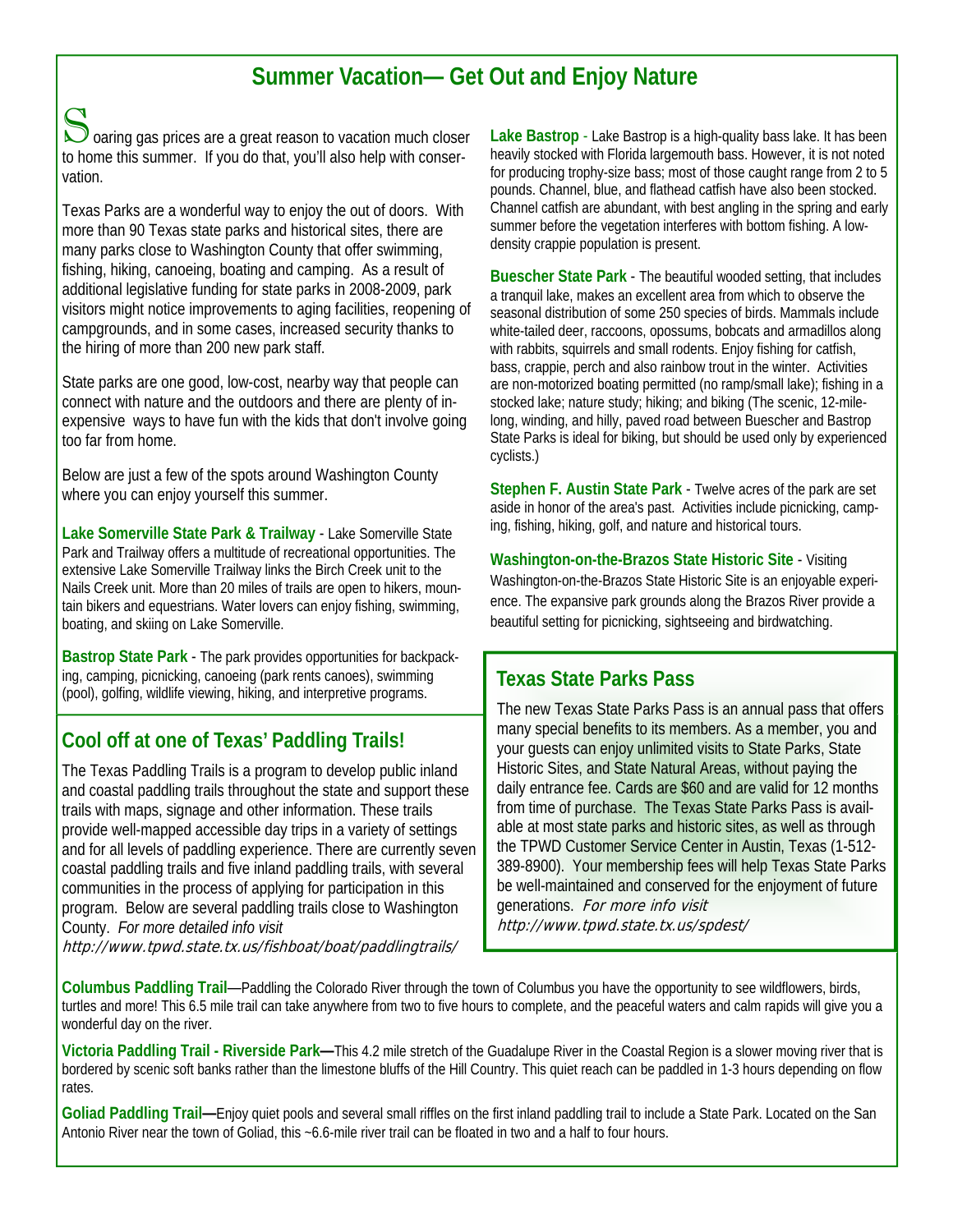# Summer Vacation— Get Out and Enjoy Nature

Soaring gas prices are a great reason to vacation much closer to home this summer. If you do that, you'll also help with conservation.

Texas Parks are a wonderful way to enjoy the out of doors. With more than 90 Texas state parks and historical sites, there are many parks close to Washington County that offer swimming, fishing, hiking, canoeing, boating and camping. As a result of additional legislative funding for state parks in 2008-2009, park visitors might notice improvements to aging facilities, reopening of campgrounds, and in some cases, increased security thanks to the hiring of more than 200 new park staff.

State parks are one good, low-cost, nearby way that people can connect with nature and the outdoors and there are plenty of inexpensive ways to have fun with the kids that don't involve going too far from home.

Below are just a few of the spots around Washington County where you can enjoy yourself this summer.

**Lake Somerville State Park & Trailway** - Lake Somerville State Park and Trailway offers a multitude of recreational opportunities. The extensive Lake Somerville Trailway links the Birch Creek unit to the Nails Creek unit. More than 20 miles of trails are open to hikers, mountain bikers and equestrians. Water lovers can enjoy fishing, swimming, boating, and skiing on Lake Somerville.

**Bastrop State Park** - The park provides opportunities for backpacking, camping, picnicking, canoeing (park rents canoes), swimming (pool), golfing, wildlife viewing, hiking, and interpretive programs.

**Lake Bastrop** - Lake Bastrop is a high-quality bass lake. It has been heavily stocked with Florida largemouth bass. However, it is not noted for producing trophy-size bass; most of those caught range from 2 to 5 pounds. Channel, blue, and flathead catfish have also been stocked. Channel catfish are abundant, with best angling in the spring and early summer before the vegetation interferes with bottom fishing. A low-density crappie population is present.

**Buescher State Park** - The beautiful wooded setting, that includes a tranquil lake, makes an excellent area from which to observe the seasonal distribution of some 250 species of birds. Mammals include white-tailed deer, raccoons, opossums, bobcats and armadillos along with rabbits, squirrels and small rodents. Enjoy fishing for catfish, bass, crappie, perch and also rainbow trout in the winter. Activities are non-motorized boating permitted (no ramp/small lake); fishing in a stocked lake; nature study; hiking; and biking (The scenic, 12-mile-long, winding, and hilly, paved road between Buescher and Bastrop State Parks is ideal for biking, but should be used only by experienced cyclists.)

**Stephen F. Austin State Park** - Twelve acres of the park are set aside in honor of the area's past. Activities include picnicking, camping, fishing, hiking, golf, and nature and historical tours.

**Washington-on-the-Brazos State Historic Site** - Visiting Washington-on-the-Brazos State Historic Site is an enjoyable experience. The expansive park grounds along the Brazos River provide a beautiful setting for picnicking, sightseeing and birdwatching.

## Cool off at one of Texas' Paddling Trails!

The Texas Paddling Trails is a program to develop public inland and coastal paddling trails throughout the state and support these trails with maps, signage and other information. These trails provide well-mapped accessible day trips in a variety of settings and for all levels of paddling experience. There are currently seven coastal paddling trails and five inland paddling trails, with several communities in the process of applying for participation in this program. Below are several paddling trails close to Washington County. *For more detailed info visit http://www.tpwd.state.tx.us/fishboat/boat/paddlingtrails/*

**Columbus Paddling Trail**—Paddling the Colorado River through the town of Columbus you have the opportunity to see wildflowers, birds, turtles and more! This 6.5 mile trail can take anywhere from two to five hours to complete, and the peaceful waters and calm rapids will give you a wonderful day on the river.

**Victoria Paddling Trail - Riverside Park—**This 4.2 mile stretch of the Guadalupe River in the Coastal Region is a slower moving river that is bordered by scenic soft banks rather than the limestone bluffs of the Hill Country. This quiet reach can be paddled in 1-3 hours depending on flow rates.

**Goliad Paddling Trail—**Enjoy quiet pools and several small riffles on the first inland paddling trail to include a State Park. Located on the San Antonio River near the town of Goliad, this ~6.6-mile river trail can be floated in two and a half to four hours.

## Texas State Parks Pass

The new Texas State Parks Pass is an annual pass that offers many special benefits to its members. As a member, you and your guests can enjoy unlimited visits to State Parks, State Historic Sites, and State Natural Areas, without paying the daily entrance fee. Cards are $60 and are valid for 12 months from time of purchase. The Texas State Parks Pass is available at most state parks and historic sites, as well as through the TPWD Customer Service Center in Austin, Texas (1-512-389-8900). Your membership fees will help Texas State Parks be well-maintained and conserved for the enjoyment of future generations. *For more info visit http://www.tpwd.state.tx.us/spdest/*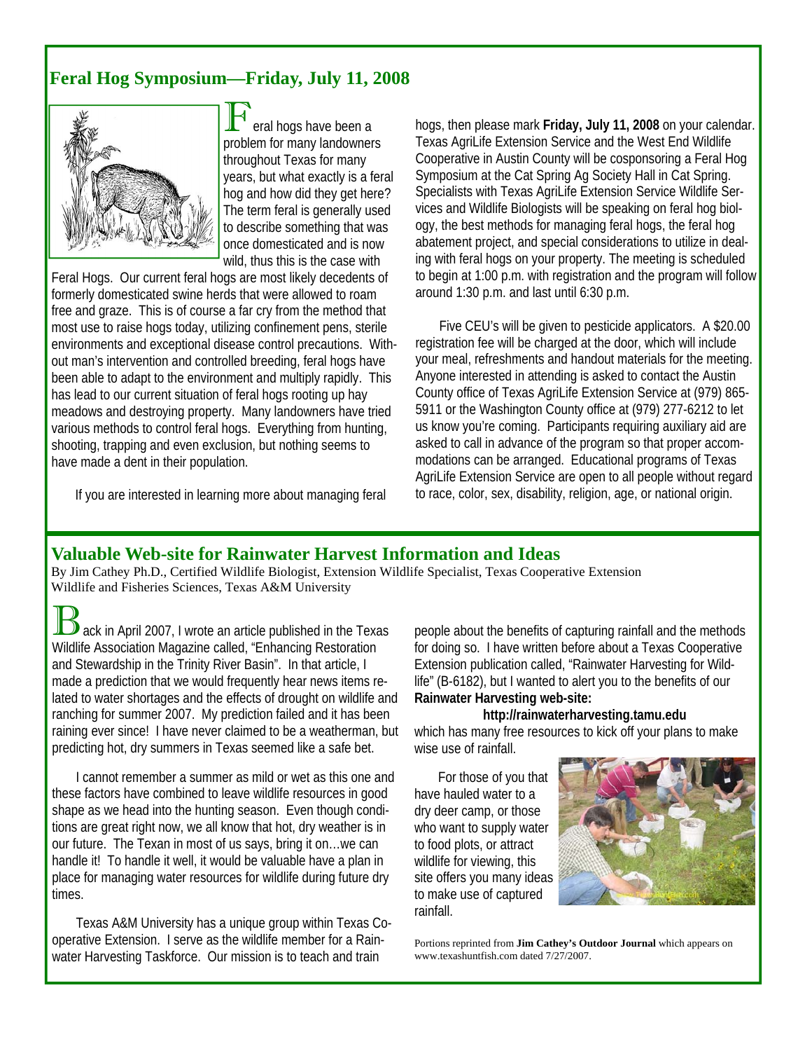## Feral Hog Symposium—Friday, July 11, 2008

Feral hogs have been a problem for many landowners throughout Texas for many years, but what exactly is a feral hog and how did they get here? The term feral is generally used to describe something that was once domesticated and is now wild, thus this is the case with Feral Hogs. Our current feral hogs are most likely decedents of formerly domesticated swine herds that were allowed to roam free and graze. This is of course a far cry from the method that most use to raise hogs today, utilizing confinement pens, sterile environments and exceptional disease control precautions. Without man's intervention and controlled breeding, feral hogs have been able to adapt to the environment and multiply rapidly. This has lead to our current situation of feral hogs rooting up hay meadows and destroying property. Many landowners have tried various methods to control feral hogs. Everything from hunting, shooting, trapping and even exclusion, but nothing seems to have made a dent in their population.

If you are interested in learning more about managing feral hogs, then please mark **Friday, July 11, 2008** on your calendar. Texas AgriLife Extension Service and the West End Wildlife Cooperative in Austin County will be cosponsoring a Feral Hog Symposium at the Cat Spring Ag Society Hall in Cat Spring. Specialists with Texas AgriLife Extension Service Wildlife Services and Wildlife Biologists will be speaking on feral hog biology, the best methods for managing feral hogs, the feral hog abatement project, and special considerations to utilize in dealing with feral hogs on your property. The meeting is scheduled to begin at 1:00 p.m. with registration and the program will follow around 1:30 p.m. and last until 6:30 p.m.

Five CEU's will be given to pesticide applicators. A $20.00 registration fee will be charged at the door, which will include your meal, refreshments and handout materials for the meeting. Anyone interested in attending is asked to contact the Austin County office of Texas AgriLife Extension Service at (979) 865-5911 or the Washington County office at (979) 277-6212 to let us know you're coming. Participants requiring auxiliary aid are asked to call in advance of the program so that proper accommodations can be arranged. Educational programs of Texas AgriLife Extension Service are open to all people without regard to race, color, sex, disability, religion, age, or national origin.

## Valuable Web-site for Rainwater Harvest Information and Ideas

By Jim Cathey Ph.D., Certified Wildlife Biologist, Extension Wildlife Specialist, Texas Cooperative Extension Wildlife and Fisheries Sciences, Texas A&M University

Back in April 2007, I wrote an article published in the Texas Wildlife Association Magazine called, "Enhancing Restoration and Stewardship in the Trinity River Basin". In that article, I made a prediction that we would frequently hear news items related to water shortages and the effects of drought on wildlife and ranching for summer 2007. My prediction failed and it has been raining ever since! I have never claimed to be a weatherman, but predicting hot, dry summers in Texas seemed like a safe bet.

I cannot remember a summer as mild or wet as this one and these factors have combined to leave wildlife resources in good shape as we head into the hunting season. Even though conditions are great right now, we all know that hot, dry weather is in our future. The Texan in most of us says, bring it on…we can handle it! To handle it well, it would be valuable have a plan in place for managing water resources for wildlife during future dry times.

Texas A&M University has a unique group within Texas Cooperative Extension. I serve as the wildlife member for a Rainwater Harvesting Taskforce. Our mission is to teach and train people about the benefits of capturing rainfall and the methods for doing so. I have written before about a Texas Cooperative Extension publication called, "Rainwater Harvesting for Wildlife" (B-6182), but I wanted to alert you to the benefits of our **Rainwater Harvesting web-site:**

**http://rainwaterharvesting.tamu.edu**

which has many free resources to kick off your plans to make wise use of rainfall.

For those of you that have hauled water to a dry deer camp, or those who want to supply water to food plots, or attract wildlife for viewing, this site offers you many ideas to make use of captured rainfall.

Portions reprinted from **Jim Cathey's Outdoor Journal** which appears on www.texashuntfish.com dated 7/27/2007.